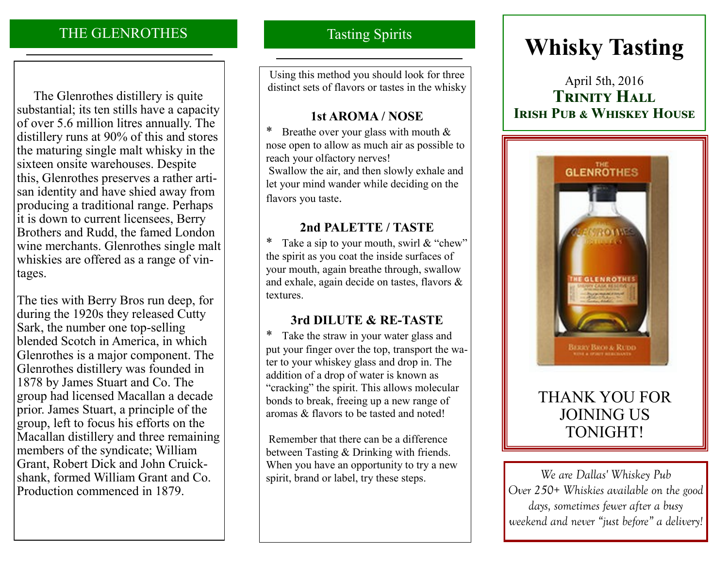## THE GLENROTHES

The Glenrothes distillery is quite substantial; its ten stills have a capacity of over 5.6 million litres annually. The distillery runs at 90% of this and stores the maturing single malt whisky in the sixteen onsite warehouses. Despite this, Glenrothes preserves a rather artisan identity and have shied away from producing a traditional range. Perhaps it is down to current licensees, Berry Brothers and Rudd, the famed London wine merchants. Glenrothes single malt whiskies are offered as a range of vintages.

The ties with Berry Bros run deep, for during the 1920s they released Cutty Sark, the number one top-selling blended Scotch in America, in which Glenrothes is a major component. The Glenrothes distillery was founded in 1878 by James Stuart and Co. The group had licensed Macallan a decade prior. James Stuart, a principle of the group, left to focus his efforts on the Macallan distillery and three remaining members of the syndicate; William Grant, Robert Dick and John Cruickshank, formed William Grant and Co. Production commenced in 1879.

## Tasting Spirits

Using this method you should look for three distinct sets of flavors or tastes in the whisky

### 1st AROMA / NOSE

* Breathe over your glass with mouth & nose open to allow as much air as possible to reach your olfactory nerves!
Swallow the air, and then slowly exhale and let your mind wander while deciding on the flavors you taste.

### 2nd PALETTE / TASTE

* Take a sip to your mouth, swirl & "chew" the spirit as you coat the inside surfaces of your mouth, again breathe through, swallow and exhale, again decide on tastes, flavors & textures.

### 3rd DILUTE & RE-TASTE

* Take the straw in your water glass and put your finger over the top, transport the water to your whiskey glass and drop in. The addition of a drop of water is known as "cracking" the spirit. This allows molecular bonds to break, freeing up a new range of aromas & flavors to be tasted and noted!

Remember that there can be a difference between Tasting & Drinking with friends. When you have an opportunity to try a new spirit, brand or label, try these steps.

# Whisky Tasting

April 5th, 2016

**TRINITY HALL**

**IRISH PUB & WHISKEY HOUSE**

THANK YOU FOR JOINING US TONIGHT!

*We are Dallas' Whiskey Pub*
*Over 250+ Whiskies available on the good days, sometimes fewer after a busy weekend and never "just before" a delivery!*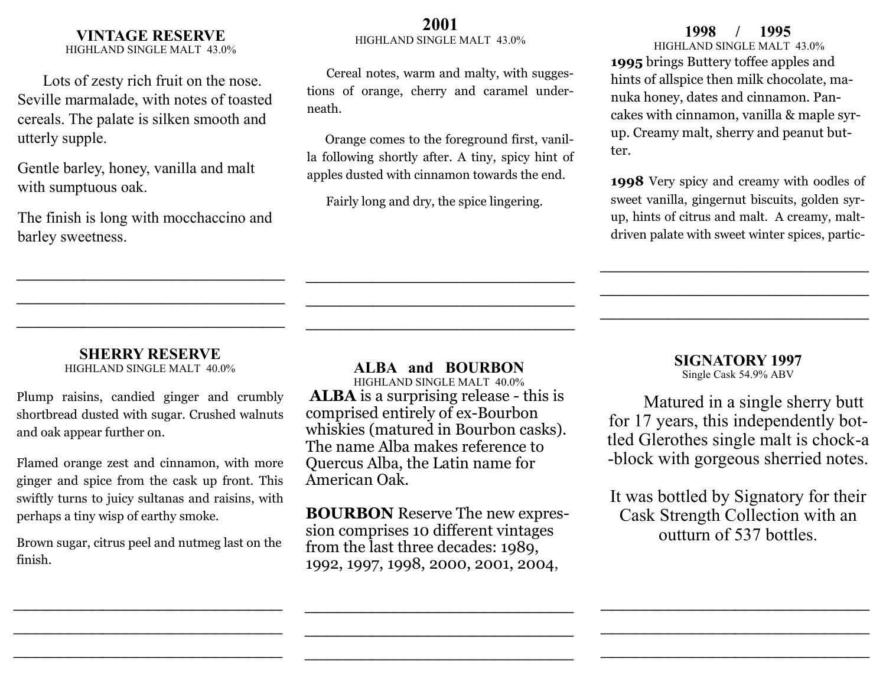## VINTAGE RESERVE

HIGHLAND SINGLE MALT 43.0%

Lots of zesty rich fruit on the nose. Seville marmalade, with notes of toasted cereals. The palate is silken smooth and utterly supple.

Gentle barley, honey, vanilla and malt with sumptuous oak.

The finish is long with mocchaccino and barley sweetness.

______________________________
______________________________
______________________________

## 2001

HIGHLAND SINGLE MALT 43.0%

Cereal notes, warm and malty, with suggestions of orange, cherry and caramel underneath.

Orange comes to the foreground first, vanilla following shortly after. A tiny, spicy hint of apples dusted with cinnamon towards the end.

Fairly long and dry, the spice lingering.

______________________________
______________________________
______________________________

## 1998 / 1995

HIGHLAND SINGLE MALT 43.0%

**1995** brings Buttery toffee apples and hints of allspice then milk chocolate, manuka honey, dates and cinnamon. Pancakes with cinnamon, vanilla & maple syrup. Creamy malt, sherry and peanut butter.

**1998** Very spicy and creamy with oodles of sweet vanilla, gingernut biscuits, golden syrup, hints of citrus and malt. A creamy, malt-driven palate with sweet winter spices, partic-

______________________________
______________________________
______________________________

## SHERRY RESERVE

HIGHLAND SINGLE MALT 40.0%

Plump raisins, candied ginger and crumbly shortbread dusted with sugar. Crushed walnuts and oak appear further on.

Flamed orange zest and cinnamon, with more ginger and spice from the cask up front. This swiftly turns to juicy sultanas and raisins, with perhaps a tiny wisp of earthy smoke.

Brown sugar, citrus peel and nutmeg last on the finish.

______________________________
______________________________
______________________________

## ALBA and BOURBON

HIGHLAND SINGLE MALT 40.0%

**ALBA** is a surprising release - this is comprised entirely of ex-Bourbon whiskies (matured in Bourbon casks). The name Alba makes reference to Quercus Alba, the Latin name for American Oak.

**BOURBON** Reserve The new expression comprises 10 different vintages from the last three decades: 1989, 1992, 1997, 1998, 2000, 2001, 2004,

______________________________
______________________________
______________________________

## SIGNATORY 1997

Single Cask 54.9% ABV

Matured in a single sherry butt for 17 years, this independently bottled Glerothes single malt is chock-a-block with gorgeous sherried notes.

It was bottled by Signatory for their Cask Strength Collection with an outturn of 537 bottles.

______________________________
______________________________
______________________________